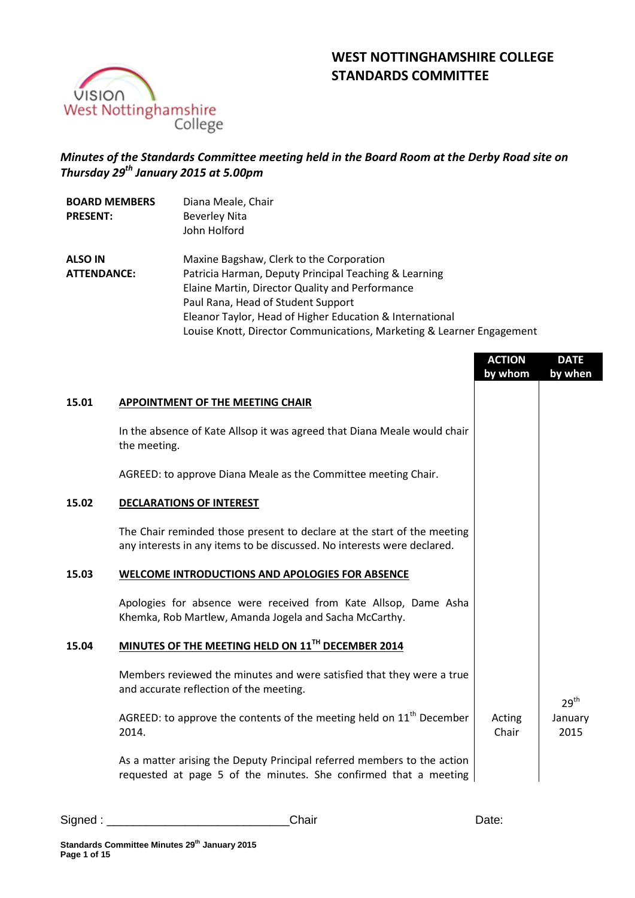# WEST NOTTINGHAMSHIRE COLLEGE STANDARDS COMMITTEE

*Minutes of the Standards Committee meeting held in the Board Room at the Derby Road site on Thursday 29th January 2015 at 5.00pm*

| | |
|---|---|
| **BOARD MEMBERS PRESENT:** | Diana Meale, Chair<br>Beverley Nita<br>John Holford |
| **ALSO IN ATTENDANCE:** | Maxine Bagshaw, Clerk to the Corporation<br>Patricia Harman, Deputy Principal Teaching & Learning<br>Elaine Martin, Director Quality and Performance<br>Paul Rana, Head of Student Support<br>Eleanor Taylor, Head of Higher Education & International<br>Louise Knott, Director Communications, Marketing & Learner Engagement |

| | | ACTION by whom | DATE by when |
|---|---|---|---|
| **15.01** | **APPOINTMENT OF THE MEETING CHAIR** | | |
| | In the absence of Kate Allsop it was agreed that Diana Meale would chair the meeting. | | |
| | AGREED: to approve Diana Meale as the Committee meeting Chair. | | |
| **15.02** | **DECLARATIONS OF INTEREST** | | |
| | The Chair reminded those present to declare at the start of the meeting any interests in any items to be discussed. No interests were declared. | | |
| **15.03** | **WELCOME INTRODUCTIONS AND APOLOGIES FOR ABSENCE** | | |
| | Apologies for absence were received from Kate Allsop, Dame Asha Khemka, Rob Martlew, Amanda Jogela and Sacha McCarthy. | | |
| **15.04** | **MINUTES OF THE MEETING HELD ON 11TH DECEMBER 2014** | | |
| | Members reviewed the minutes and were satisfied that they were a true and accurate reflection of the meeting. | | |
| | AGREED: to approve the contents of the meeting held on 11th December 2014. | Acting Chair | 29th January 2015 |
| | As a matter arising the Deputy Principal referred members to the action requested at page 5 of the minutes. She confirmed that a meeting | | |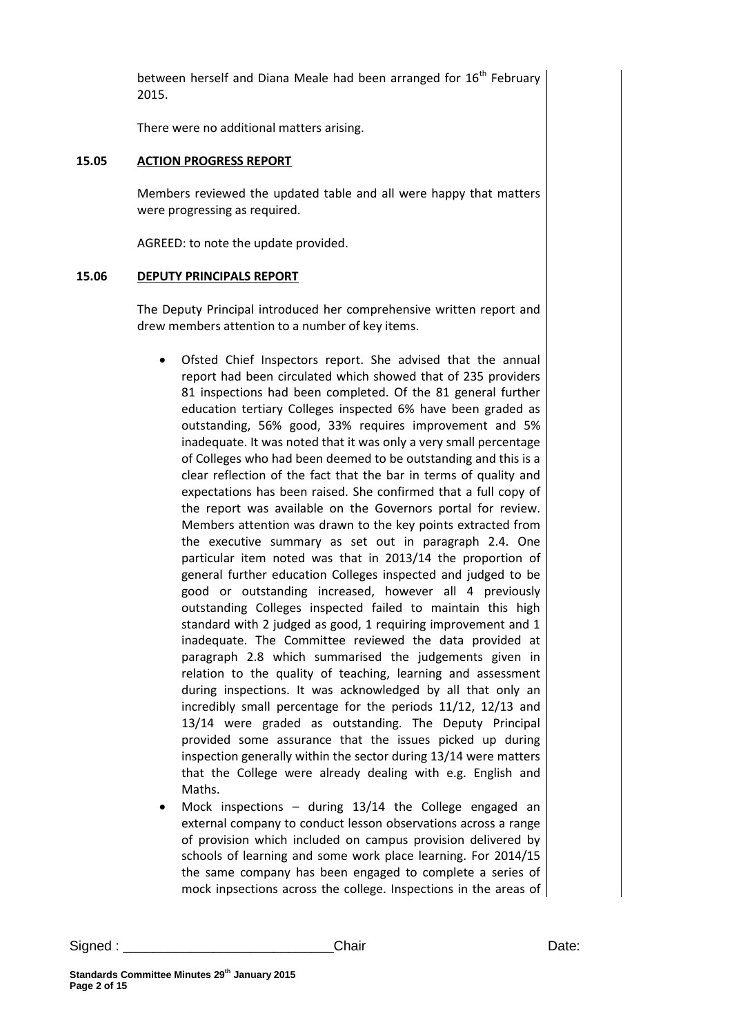between herself and Diana Meale had been arranged for 16th February 2015.

There were no additional matters arising.

**15.05 ACTION PROGRESS REPORT**

Members reviewed the updated table and all were happy that matters were progressing as required.

AGREED: to note the update provided.

**15.06 DEPUTY PRINCIPALS REPORT**

The Deputy Principal introduced her comprehensive written report and drew members attention to a number of key items.

- Ofsted Chief Inspectors report. She advised that the annual report had been circulated which showed that of 235 providers 81 inspections had been completed. Of the 81 general further education tertiary Colleges inspected 6% have been graded as outstanding, 56% good, 33% requires improvement and 5% inadequate. It was noted that it was only a very small percentage of Colleges who had been deemed to be outstanding and this is a clear reflection of the fact that the bar in terms of quality and expectations has been raised. She confirmed that a full copy of the report was available on the Governors portal for review. Members attention was drawn to the key points extracted from the executive summary as set out in paragraph 2.4. One particular item noted was that in 2013/14 the proportion of general further education Colleges inspected and judged to be good or outstanding increased, however all 4 previously outstanding Colleges inspected failed to maintain this high standard with 2 judged as good, 1 requiring improvement and 1 inadequate. The Committee reviewed the data provided at paragraph 2.8 which summarised the judgements given in relation to the quality of teaching, learning and assessment during inspections. It was acknowledged by all that only an incredibly small percentage for the periods 11/12, 12/13 and 13/14 were graded as outstanding. The Deputy Principal provided some assurance that the issues picked up during inspection generally within the sector during 13/14 were matters that the College were already dealing with e.g. English and Maths.
- Mock inspections – during 13/14 the College engaged an external company to conduct lesson observations across a range of provision which included on campus provision delivered by schools of learning and some work place learning. For 2014/15 the same company has been engaged to complete a series of mock inpsections across the college. Inspections in the areas of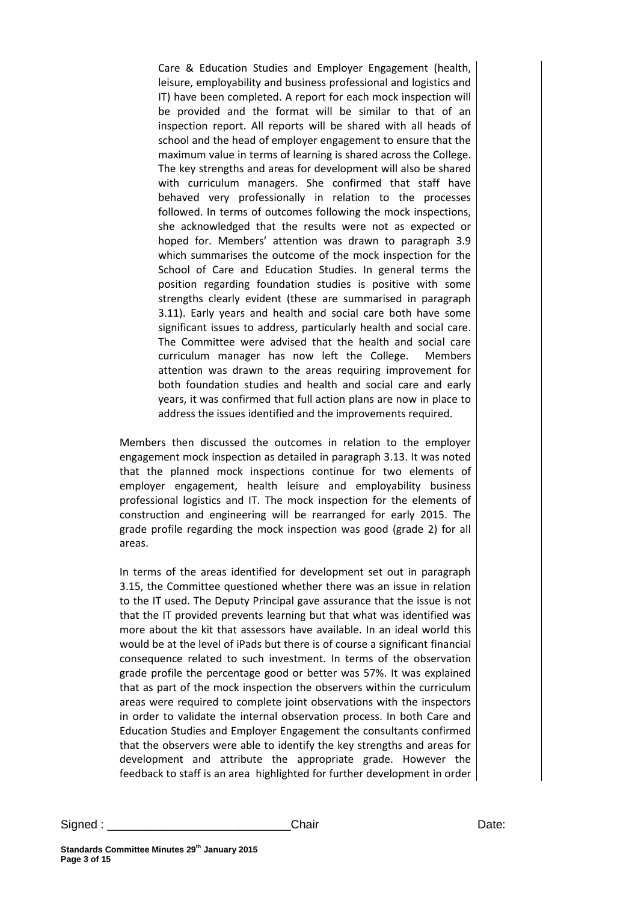Care & Education Studies and Employer Engagement (health, leisure, employability and business professional and logistics and IT) have been completed. A report for each mock inspection will be provided and the format will be similar to that of an inspection report. All reports will be shared with all heads of school and the head of employer engagement to ensure that the maximum value in terms of learning is shared across the College. The key strengths and areas for development will also be shared with curriculum managers. She confirmed that staff have behaved very professionally in relation to the processes followed. In terms of outcomes following the mock inspections, she acknowledged that the results were not as expected or hoped for. Members' attention was drawn to paragraph 3.9 which summarises the outcome of the mock inspection for the School of Care and Education Studies. In general terms the position regarding foundation studies is positive with some strengths clearly evident (these are summarised in paragraph 3.11). Early years and health and social care both have some significant issues to address, particularly health and social care. The Committee were advised that the health and social care curriculum manager has now left the College. Members attention was drawn to the areas requiring improvement for both foundation studies and health and social care and early years, it was confirmed that full action plans are now in place to address the issues identified and the improvements required.

Members then discussed the outcomes in relation to the employer engagement mock inspection as detailed in paragraph 3.13. It was noted that the planned mock inspections continue for two elements of employer engagement, health leisure and employability business professional logistics and IT. The mock inspection for the elements of construction and engineering will be rearranged for early 2015. The grade profile regarding the mock inspection was good (grade 2) for all areas.

In terms of the areas identified for development set out in paragraph 3.15, the Committee questioned whether there was an issue in relation to the IT used. The Deputy Principal gave assurance that the issue is not that the IT provided prevents learning but that what was identified was more about the kit that assessors have available. In an ideal world this would be at the level of iPads but there is of course a significant financial consequence related to such investment. In terms of the observation grade profile the percentage good or better was 57%. It was explained that as part of the mock inspection the observers within the curriculum areas were required to complete joint observations with the inspectors in order to validate the internal observation process. In both Care and Education Studies and Employer Engagement the consultants confirmed that the observers were able to identify the key strengths and areas for development and attribute the appropriate grade. However the feedback to staff is an area highlighted for further development in order

Signed : ___________________________Chair Date: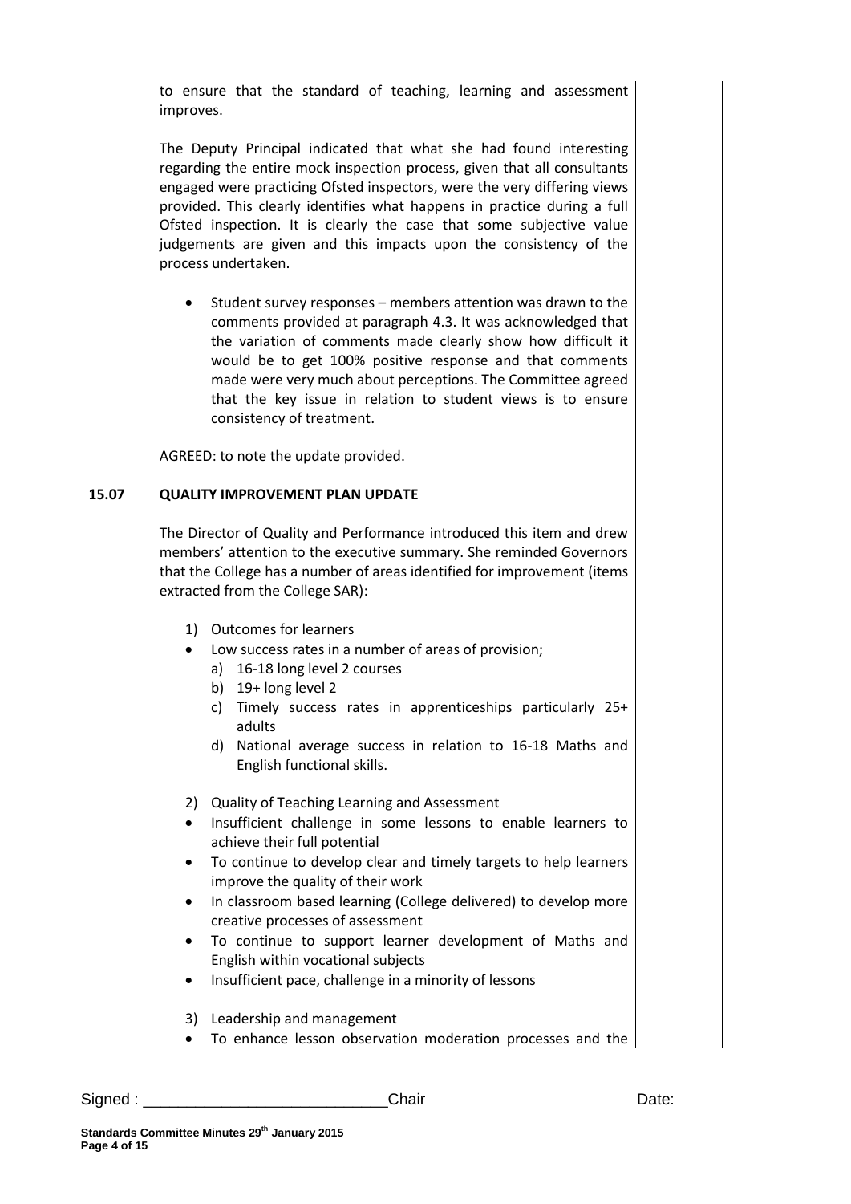to ensure that the standard of teaching, learning and assessment improves.

The Deputy Principal indicated that what she had found interesting regarding the entire mock inspection process, given that all consultants engaged were practicing Ofsted inspectors, were the very differing views provided. This clearly identifies what happens in practice during a full Ofsted inspection. It is clearly the case that some subjective value judgements are given and this impacts upon the consistency of the process undertaken.

- Student survey responses – members attention was drawn to the comments provided at paragraph 4.3. It was acknowledged that the variation of comments made clearly show how difficult it would be to get 100% positive response and that comments made were very much about perceptions. The Committee agreed that the key issue in relation to student views is to ensure consistency of treatment.

AGREED: to note the update provided.

## 15.07 QUALITY IMPROVEMENT PLAN UPDATE

The Director of Quality and Performance introduced this item and drew members' attention to the executive summary. She reminded Governors that the College has a number of areas identified for improvement (items extracted from the College SAR):

1) Outcomes for learners
- Low success rates in a number of areas of provision;
  a) 16-18 long level 2 courses
  b) 19+ long level 2
  c) Timely success rates in apprenticeships particularly 25+ adults
  d) National average success in relation to 16-18 Maths and English functional skills.

2) Quality of Teaching Learning and Assessment
- Insufficient challenge in some lessons to enable learners to achieve their full potential
- To continue to develop clear and timely targets to help learners improve the quality of their work
- In classroom based learning (College delivered) to develop more creative processes of assessment
- To continue to support learner development of Maths and English within vocational subjects
- Insufficient pace, challenge in a minority of lessons

3) Leadership and management
- To enhance lesson observation moderation processes and the

Signed : ____________________________Chair Date: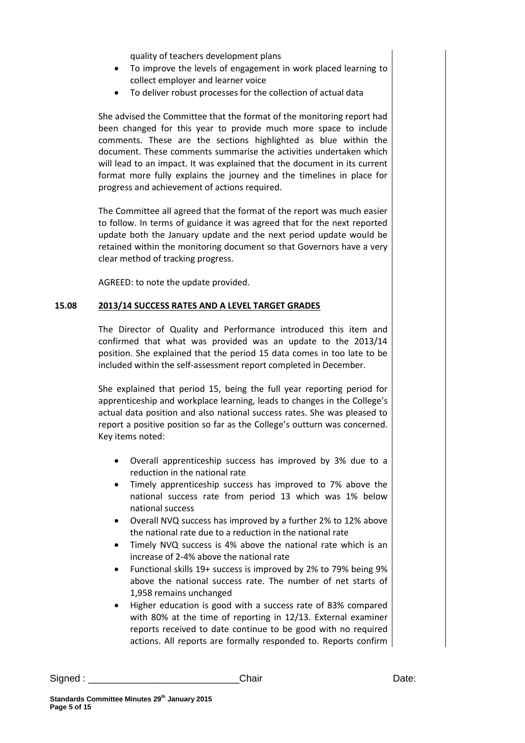quality of teachers development plans

- To improve the levels of engagement in work placed learning to collect employer and learner voice
- To deliver robust processes for the collection of actual data

She advised the Committee that the format of the monitoring report had been changed for this year to provide much more space to include comments. These are the sections highlighted as blue within the document. These comments summarise the activities undertaken which will lead to an impact. It was explained that the document in its current format more fully explains the journey and the timelines in place for progress and achievement of actions required.

The Committee all agreed that the format of the report was much easier to follow. In terms of guidance it was agreed that for the next reported update both the January update and the next period update would be retained within the monitoring document so that Governors have a very clear method of tracking progress.

AGREED: to note the update provided.

**15.08 2013/14 SUCCESS RATES AND A LEVEL TARGET GRADES**

The Director of Quality and Performance introduced this item and confirmed that what was provided was an update to the 2013/14 position. She explained that the period 15 data comes in too late to be included within the self-assessment report completed in December.

She explained that period 15, being the full year reporting period for apprenticeship and workplace learning, leads to changes in the College's actual data position and also national success rates. She was pleased to report a positive position so far as the College's outturn was concerned. Key items noted:

- Overall apprenticeship success has improved by 3% due to a reduction in the national rate
- Timely apprenticeship success has improved to 7% above the national success rate from period 13 which was 1% below national success
- Overall NVQ success has improved by a further 2% to 12% above the national rate due to a reduction in the national rate
- Timely NVQ success is 4% above the national rate which is an increase of 2-4% above the national rate
- Functional skills 19+ success is improved by 2% to 79% being 9% above the national success rate. The number of net starts of 1,958 remains unchanged
- Higher education is good with a success rate of 83% compared with 80% at the time of reporting in 12/13. External examiner reports received to date continue to be good with no required actions. All reports are formally responded to. Reports confirm

Signed : ___________________________Chair Date: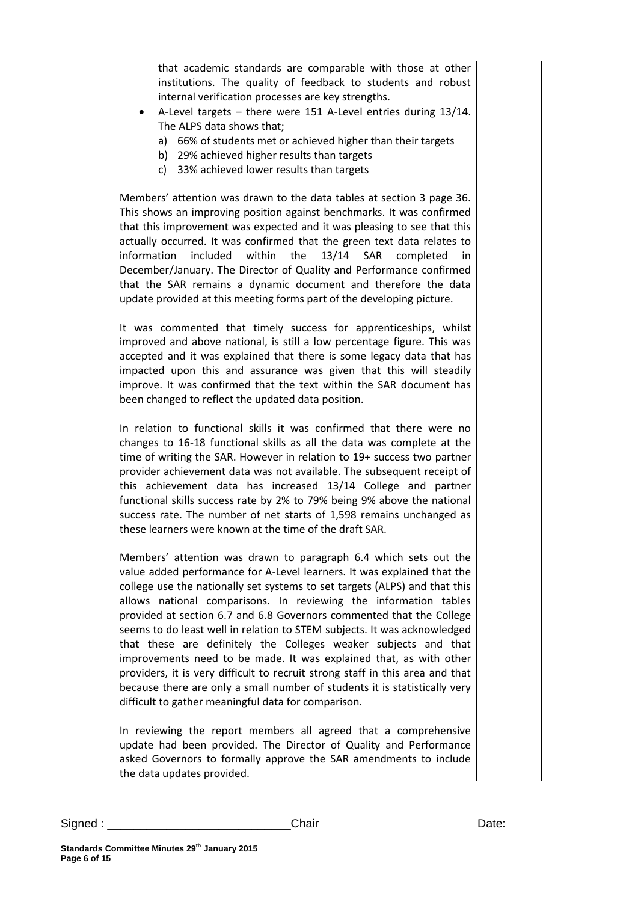that academic standards are comparable with those at other institutions. The quality of feedback to students and robust internal verification processes are key strengths.

- A-Level targets – there were 151 A-Level entries during 13/14. The ALPS data shows that;
  a) 66% of students met or achieved higher than their targets
  b) 29% achieved higher results than targets
  c) 33% achieved lower results than targets

Members' attention was drawn to the data tables at section 3 page 36. This shows an improving position against benchmarks. It was confirmed that this improvement was expected and it was pleasing to see that this actually occurred. It was confirmed that the green text data relates to information included within the 13/14 SAR completed in December/January. The Director of Quality and Performance confirmed that the SAR remains a dynamic document and therefore the data update provided at this meeting forms part of the developing picture.

It was commented that timely success for apprenticeships, whilst improved and above national, is still a low percentage figure. This was accepted and it was explained that there is some legacy data that has impacted upon this and assurance was given that this will steadily improve. It was confirmed that the text within the SAR document has been changed to reflect the updated data position.

In relation to functional skills it was confirmed that there were no changes to 16-18 functional skills as all the data was complete at the time of writing the SAR. However in relation to 19+ success two partner provider achievement data was not available. The subsequent receipt of this achievement data has increased 13/14 College and partner functional skills success rate by 2% to 79% being 9% above the national success rate. The number of net starts of 1,598 remains unchanged as these learners were known at the time of the draft SAR.

Members' attention was drawn to paragraph 6.4 which sets out the value added performance for A-Level learners. It was explained that the college use the nationally set systems to set targets (ALPS) and that this allows national comparisons. In reviewing the information tables provided at section 6.7 and 6.8 Governors commented that the College seems to do least well in relation to STEM subjects. It was acknowledged that these are definitely the Colleges weaker subjects and that improvements need to be made. It was explained that, as with other providers, it is very difficult to recruit strong staff in this area and that because there are only a small number of students it is statistically very difficult to gather meaningful data for comparison.

In reviewing the report members all agreed that a comprehensive update had been provided. The Director of Quality and Performance asked Governors to formally approve the SAR amendments to include the data updates provided.

Signed : ___________________________Chair Date: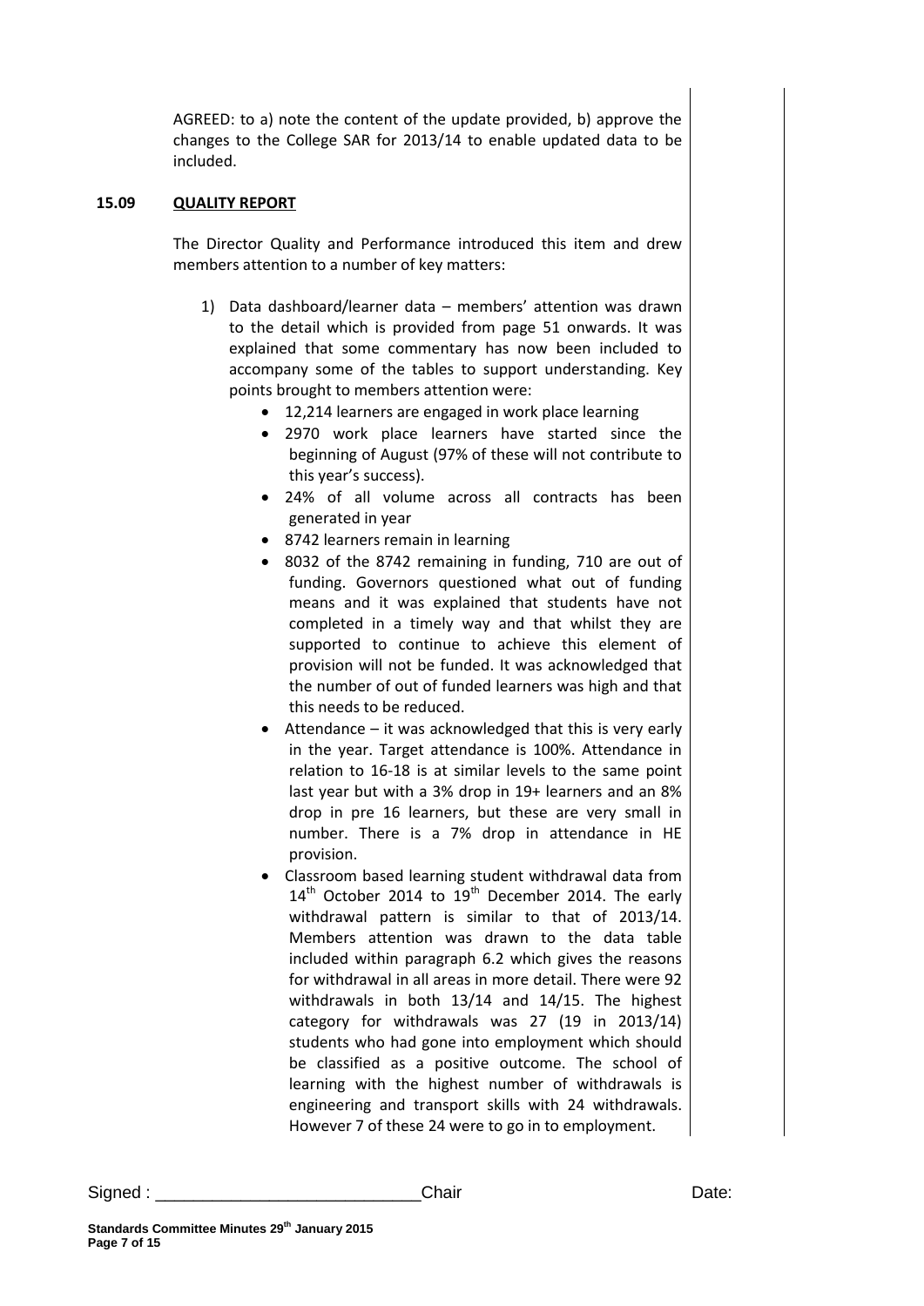AGREED: to a) note the content of the update provided, b) approve the changes to the College SAR for 2013/14 to enable updated data to be included.

**15.09 QUALITY REPORT**

The Director Quality and Performance introduced this item and drew members attention to a number of key matters:

1) Data dashboard/learner data – members' attention was drawn to the detail which is provided from page 51 onwards. It was explained that some commentary has now been included to accompany some of the tables to support understanding. Key points brought to members attention were:
   - 12,214 learners are engaged in work place learning
   - 2970 work place learners have started since the beginning of August (97% of these will not contribute to this year's success).
   - 24% of all volume across all contracts has been generated in year
   - 8742 learners remain in learning
   - 8032 of the 8742 remaining in funding, 710 are out of funding. Governors questioned what out of funding means and it was explained that students have not completed in a timely way and that whilst they are supported to continue to achieve this element of provision will not be funded. It was acknowledged that the number of out of funded learners was high and that this needs to be reduced.
   - Attendance – it was acknowledged that this is very early in the year. Target attendance is 100%. Attendance in relation to 16-18 is at similar levels to the same point last year but with a 3% drop in 19+ learners and an 8% drop in pre 16 learners, but these are very small in number. There is a 7% drop in attendance in HE provision.
   - Classroom based learning student withdrawal data from 14th October 2014 to 19th December 2014. The early withdrawal pattern is similar to that of 2013/14. Members attention was drawn to the data table included within paragraph 6.2 which gives the reasons for withdrawal in all areas in more detail. There were 92 withdrawals in both 13/14 and 14/15. The highest category for withdrawals was 27 (19 in 2013/14) students who had gone into employment which should be classified as a positive outcome. The school of learning with the highest number of withdrawals is engineering and transport skills with 24 withdrawals. However 7 of these 24 were to go in to employment.

Signed : ___________________________Chair Date: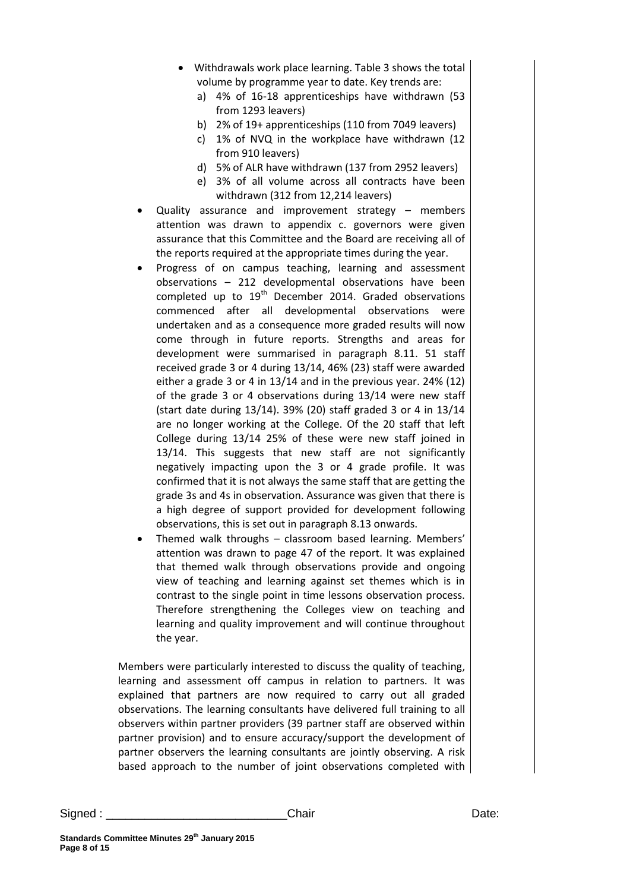- Withdrawals work place learning. Table 3 shows the total volume by programme year to date. Key trends are:
    a) 4% of 16-18 apprenticeships have withdrawn (53 from 1293 leavers)
    b) 2% of 19+ apprenticeships (110 from 7049 leavers)
    c) 1% of NVQ in the workplace have withdrawn (12 from 910 leavers)
    d) 5% of ALR have withdrawn (137 from 2952 leavers)
    e) 3% of all volume across all contracts have been withdrawn (312 from 12,214 leavers)
- Quality assurance and improvement strategy – members attention was drawn to appendix c. governors were given assurance that this Committee and the Board are receiving all of the reports required at the appropriate times during the year.
- Progress of on campus teaching, learning and assessment observations – 212 developmental observations have been completed up to 19th December 2014. Graded observations commenced after all developmental observations were undertaken and as a consequence more graded results will now come through in future reports. Strengths and areas for development were summarised in paragraph 8.11. 51 staff received grade 3 or 4 during 13/14, 46% (23) staff were awarded either a grade 3 or 4 in 13/14 and in the previous year. 24% (12) of the grade 3 or 4 observations during 13/14 were new staff (start date during 13/14). 39% (20) staff graded 3 or 4 in 13/14 are no longer working at the College. Of the 20 staff that left College during 13/14 25% of these were new staff joined in 13/14. This suggests that new staff are not significantly negatively impacting upon the 3 or 4 grade profile. It was confirmed that it is not always the same staff that are getting the grade 3s and 4s in observation. Assurance was given that there is a high degree of support provided for development following observations, this is set out in paragraph 8.13 onwards.
- Themed walk throughs – classroom based learning. Members' attention was drawn to page 47 of the report. It was explained that themed walk through observations provide and ongoing view of teaching and learning against set themes which is in contrast to the single point in time lessons observation process. Therefore strengthening the Colleges view on teaching and learning and quality improvement and will continue throughout the year.

Members were particularly interested to discuss the quality of teaching, learning and assessment off campus in relation to partners. It was explained that partners are now required to carry out all graded observations. The learning consultants have delivered full training to all observers within partner providers (39 partner staff are observed within partner provision) and to ensure accuracy/support the development of partner observers the learning consultants are jointly observing. A risk based approach to the number of joint observations completed with

Signed : ___________________________Chair Date: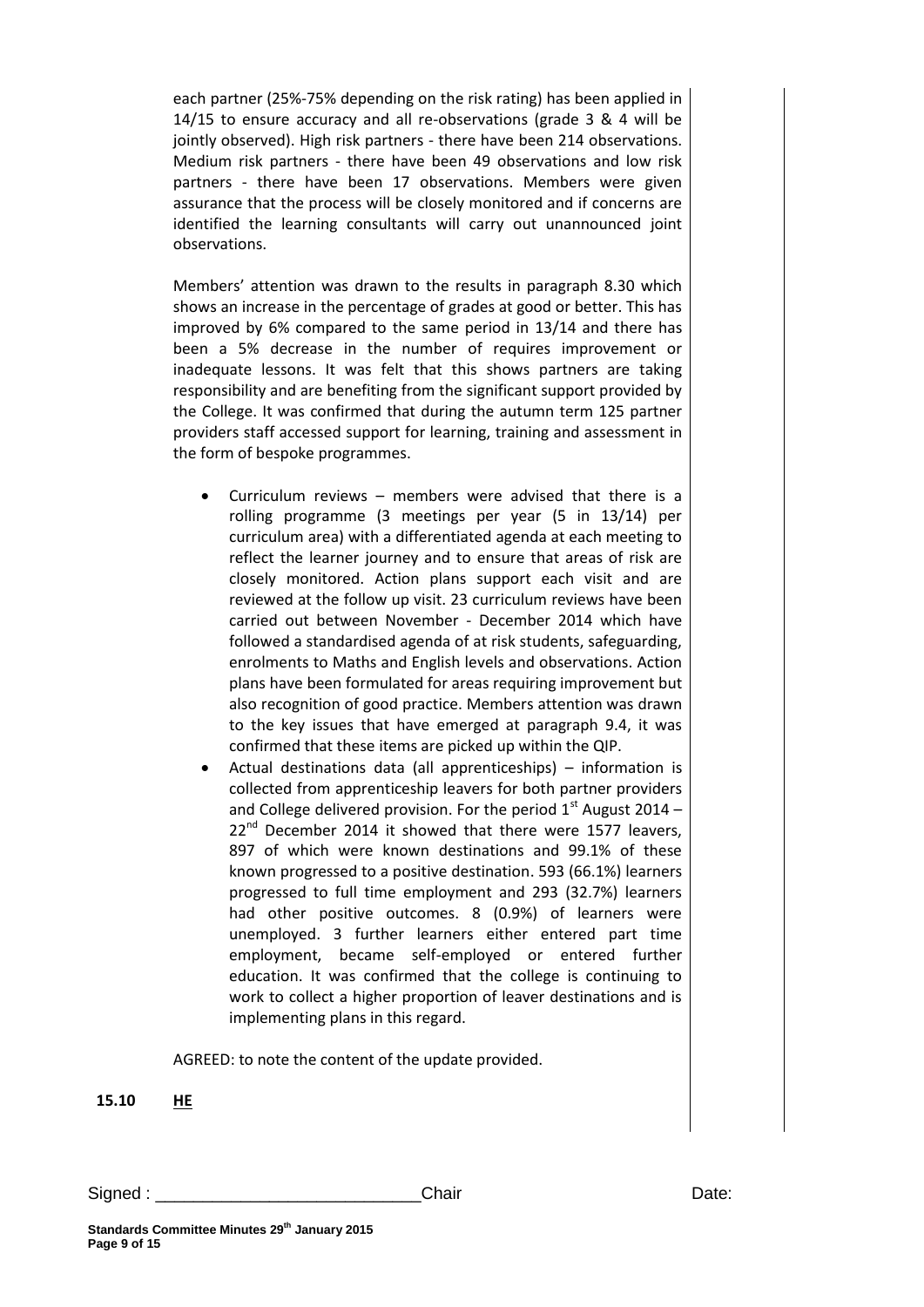each partner (25%-75% depending on the risk rating) has been applied in 14/15 to ensure accuracy and all re-observations (grade 3 & 4 will be jointly observed). High risk partners - there have been 214 observations. Medium risk partners - there have been 49 observations and low risk partners - there have been 17 observations. Members were given assurance that the process will be closely monitored and if concerns are identified the learning consultants will carry out unannounced joint observations.

Members' attention was drawn to the results in paragraph 8.30 which shows an increase in the percentage of grades at good or better. This has improved by 6% compared to the same period in 13/14 and there has been a 5% decrease in the number of requires improvement or inadequate lessons. It was felt that this shows partners are taking responsibility and are benefiting from the significant support provided by the College. It was confirmed that during the autumn term 125 partner providers staff accessed support for learning, training and assessment in the form of bespoke programmes.

- Curriculum reviews – members were advised that there is a rolling programme (3 meetings per year (5 in 13/14) per curriculum area) with a differentiated agenda at each meeting to reflect the learner journey and to ensure that areas of risk are closely monitored. Action plans support each visit and are reviewed at the follow up visit. 23 curriculum reviews have been carried out between November - December 2014 which have followed a standardised agenda of at risk students, safeguarding, enrolments to Maths and English levels and observations. Action plans have been formulated for areas requiring improvement but also recognition of good practice. Members attention was drawn to the key issues that have emerged at paragraph 9.4, it was confirmed that these items are picked up within the QIP.
- Actual destinations data (all apprenticeships) – information is collected from apprenticeship leavers for both partner providers and College delivered provision. For the period 1st August 2014 – 22nd December 2014 it showed that there were 1577 leavers, 897 of which were known destinations and 99.1% of these known progressed to a positive destination. 593 (66.1%) learners progressed to full time employment and 293 (32.7%) learners had other positive outcomes. 8 (0.9%) of learners were unemployed. 3 further learners either entered part time employment, became self-employed or entered further education. It was confirmed that the college is continuing to work to collect a higher proportion of leaver destinations and is implementing plans in this regard.

AGREED: to note the content of the update provided.

**15.10** **HE**

Signed : ___________________________ Chair Date: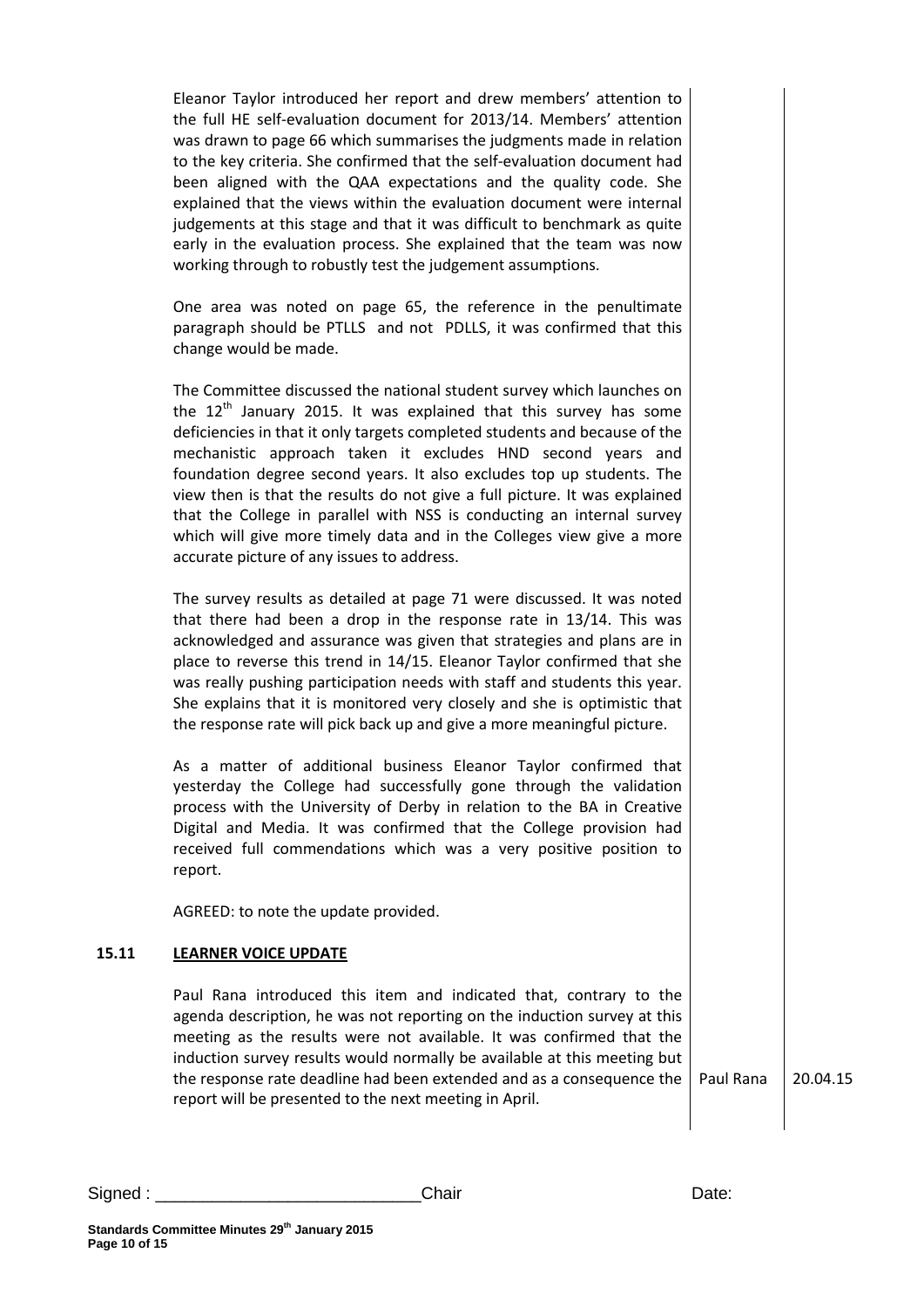Eleanor Taylor introduced her report and drew members' attention to the full HE self-evaluation document for 2013/14. Members' attention was drawn to page 66 which summarises the judgments made in relation to the key criteria. She confirmed that the self-evaluation document had been aligned with the QAA expectations and the quality code. She explained that the views within the evaluation document were internal judgements at this stage and that it was difficult to benchmark as quite early in the evaluation process. She explained that the team was now working through to robustly test the judgement assumptions.

One area was noted on page 65, the reference in the penultimate paragraph should be PTLLS and not PDLLS, it was confirmed that this change would be made.

The Committee discussed the national student survey which launches on the 12th January 2015. It was explained that this survey has some deficiencies in that it only targets completed students and because of the mechanistic approach taken it excludes HND second years and foundation degree second years. It also excludes top up students. The view then is that the results do not give a full picture. It was explained that the College in parallel with NSS is conducting an internal survey which will give more timely data and in the Colleges view give a more accurate picture of any issues to address.

The survey results as detailed at page 71 were discussed. It was noted that there had been a drop in the response rate in 13/14. This was acknowledged and assurance was given that strategies and plans are in place to reverse this trend in 14/15. Eleanor Taylor confirmed that she was really pushing participation needs with staff and students this year. She explains that it is monitored very closely and she is optimistic that the response rate will pick back up and give a more meaningful picture.

As a matter of additional business Eleanor Taylor confirmed that yesterday the College had successfully gone through the validation process with the University of Derby in relation to the BA in Creative Digital and Media. It was confirmed that the College provision had received full commendations which was a very positive position to report.

AGREED: to note the update provided.

**15.11 LEARNER VOICE UPDATE**

Paul Rana introduced this item and indicated that, contrary to the agenda description, he was not reporting on the induction survey at this meeting as the results were not available. It was confirmed that the induction survey results would normally be available at this meeting but the response rate deadline had been extended and as a consequence the report will be presented to the next meeting in April. — Paul Rana — 20.04.15

Signed : ____________________________Chair Date: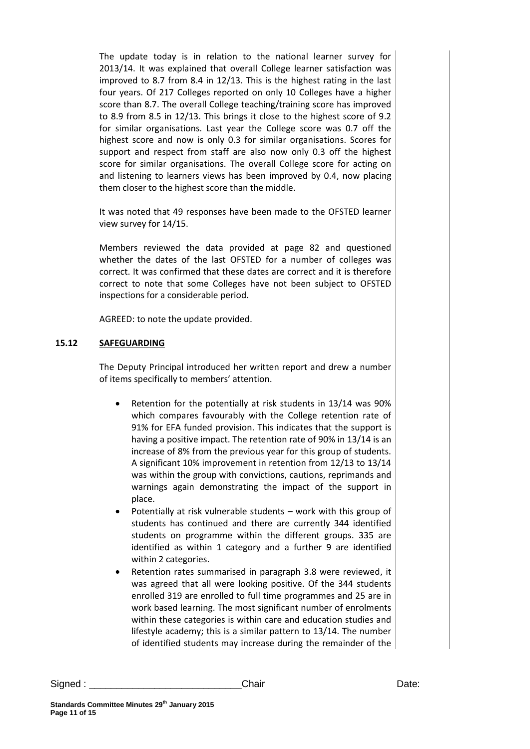The update today is in relation to the national learner survey for 2013/14. It was explained that overall College learner satisfaction was improved to 8.7 from 8.4 in 12/13. This is the highest rating in the last four years. Of 217 Colleges reported on only 10 Colleges have a higher score than 8.7. The overall College teaching/training score has improved to 8.9 from 8.5 in 12/13. This brings it close to the highest score of 9.2 for similar organisations. Last year the College score was 0.7 off the highest score and now is only 0.3 for similar organisations. Scores for support and respect from staff are also now only 0.3 off the highest score for similar organisations. The overall College score for acting on and listening to learners views has been improved by 0.4, now placing them closer to the highest score than the middle.

It was noted that 49 responses have been made to the OFSTED learner view survey for 14/15.

Members reviewed the data provided at page 82 and questioned whether the dates of the last OFSTED for a number of colleges was correct. It was confirmed that these dates are correct and it is therefore correct to note that some Colleges have not been subject to OFSTED inspections for a considerable period.

AGREED: to note the update provided.

## 15.12 SAFEGUARDING

The Deputy Principal introduced her written report and drew a number of items specifically to members' attention.

- Retention for the potentially at risk students in 13/14 was 90% which compares favourably with the College retention rate of 91% for EFA funded provision. This indicates that the support is having a positive impact. The retention rate of 90% in 13/14 is an increase of 8% from the previous year for this group of students. A significant 10% improvement in retention from 12/13 to 13/14 was within the group with convictions, cautions, reprimands and warnings again demonstrating the impact of the support in place.
- Potentially at risk vulnerable students – work with this group of students has continued and there are currently 344 identified students on programme within the different groups. 335 are identified as within 1 category and a further 9 are identified within 2 categories.
- Retention rates summarised in paragraph 3.8 were reviewed, it was agreed that all were looking positive. Of the 344 students enrolled 319 are enrolled to full time programmes and 25 are in work based learning. The most significant number of enrolments within these categories is within care and education studies and lifestyle academy; this is a similar pattern to 13/14. The number of identified students may increase during the remainder of the

Signed : ___________________________Chair Date: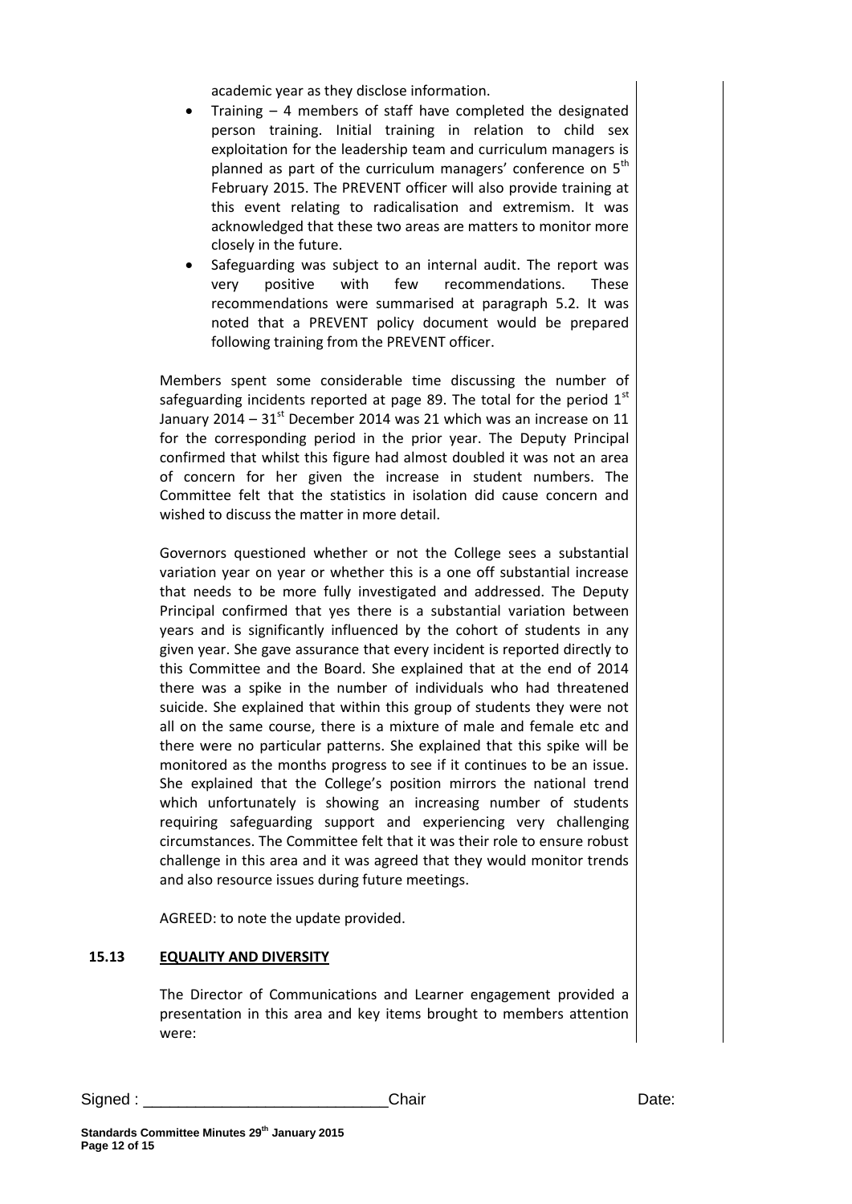academic year as they disclose information.

- Training – 4 members of staff have completed the designated person training. Initial training in relation to child sex exploitation for the leadership team and curriculum managers is planned as part of the curriculum managers' conference on 5th February 2015. The PREVENT officer will also provide training at this event relating to radicalisation and extremism. It was acknowledged that these two areas are matters to monitor more closely in the future.
- Safeguarding was subject to an internal audit. The report was very positive with few recommendations. These recommendations were summarised at paragraph 5.2. It was noted that a PREVENT policy document would be prepared following training from the PREVENT officer.

Members spent some considerable time discussing the number of safeguarding incidents reported at page 89. The total for the period 1st January 2014 – 31st December 2014 was 21 which was an increase on 11 for the corresponding period in the prior year. The Deputy Principal confirmed that whilst this figure had almost doubled it was not an area of concern for her given the increase in student numbers. The Committee felt that the statistics in isolation did cause concern and wished to discuss the matter in more detail.

Governors questioned whether or not the College sees a substantial variation year on year or whether this is a one off substantial increase that needs to be more fully investigated and addressed. The Deputy Principal confirmed that yes there is a substantial variation between years and is significantly influenced by the cohort of students in any given year. She gave assurance that every incident is reported directly to this Committee and the Board. She explained that at the end of 2014 there was a spike in the number of individuals who had threatened suicide. She explained that within this group of students they were not all on the same course, there is a mixture of male and female etc and there were no particular patterns. She explained that this spike will be monitored as the months progress to see if it continues to be an issue. She explained that the College's position mirrors the national trend which unfortunately is showing an increasing number of students requiring safeguarding support and experiencing very challenging circumstances. The Committee felt that it was their role to ensure robust challenge in this area and it was agreed that they would monitor trends and also resource issues during future meetings.

AGREED: to note the update provided.

**15.13 EQUALITY AND DIVERSITY**

The Director of Communications and Learner engagement provided a presentation in this area and key items brought to members attention were:

Signed : ___________________________Chair Date: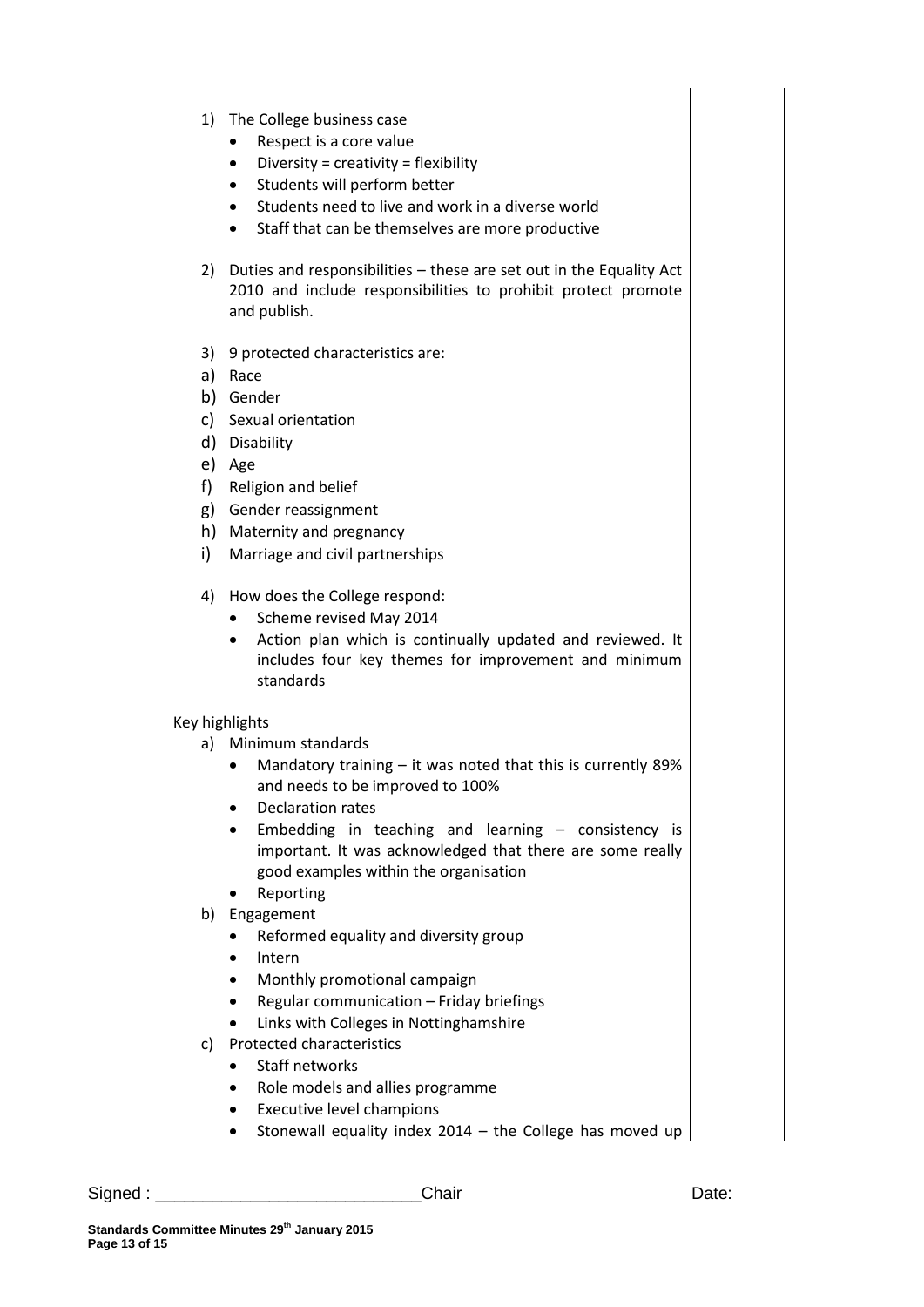1) The College business case
    - Respect is a core value
    - Diversity = creativity = flexibility
    - Students will perform better
    - Students need to live and work in a diverse world
    - Staff that can be themselves are more productive

2) Duties and responsibilities – these are set out in the Equality Act 2010 and include responsibilities to prohibit protect promote and publish.

3) 9 protected characteristics are:

a) Race
b) Gender
c) Sexual orientation
d) Disability
e) Age
f) Religion and belief
g) Gender reassignment
h) Maternity and pregnancy
i) Marriage and civil partnerships

4) How does the College respond:
    - Scheme revised May 2014
    - Action plan which is continually updated and reviewed. It includes four key themes for improvement and minimum standards

Key highlights

a) Minimum standards
    - Mandatory training – it was noted that this is currently 89% and needs to be improved to 100%
    - Declaration rates
    - Embedding in teaching and learning – consistency is important. It was acknowledged that there are some really good examples within the organisation
    - Reporting
b) Engagement
    - Reformed equality and diversity group
    - Intern
    - Monthly promotional campaign
    - Regular communication – Friday briefings
    - Links with Colleges in Nottinghamshire
c) Protected characteristics
    - Staff networks
    - Role models and allies programme
    - Executive level champions
    - Stonewall equality index 2014 – the College has moved up

Signed : ___________________________Chair Date: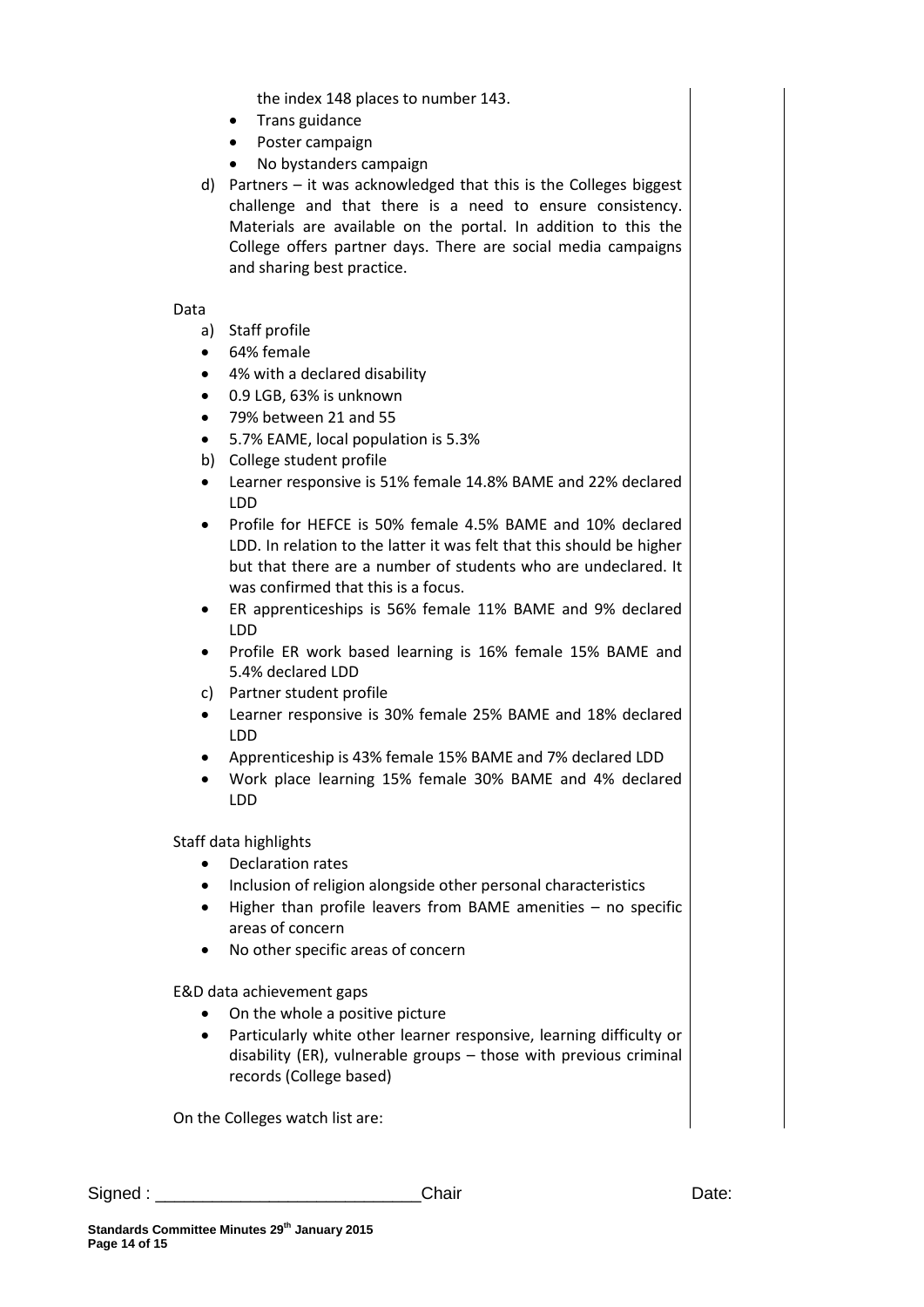the index 148 places to number 143.

- Trans guidance
- Poster campaign
- No bystanders campaign

d) Partners – it was acknowledged that this is the Colleges biggest challenge and that there is a need to ensure consistency. Materials are available on the portal. In addition to this the College offers partner days. There are social media campaigns and sharing best practice.

Data

a) Staff profile

- 64% female
- 4% with a declared disability
- 0.9 LGB, 63% is unknown
- 79% between 21 and 55
- 5.7% EAME, local population is 5.3%

b) College student profile

- Learner responsive is 51% female 14.8% BAME and 22% declared LDD
- Profile for HEFCE is 50% female 4.5% BAME and 10% declared LDD. In relation to the latter it was felt that this should be higher but that there are a number of students who are undeclared. It was confirmed that this is a focus.
- ER apprenticeships is 56% female 11% BAME and 9% declared LDD
- Profile ER work based learning is 16% female 15% BAME and 5.4% declared LDD

c) Partner student profile

- Learner responsive is 30% female 25% BAME and 18% declared LDD
- Apprenticeship is 43% female 15% BAME and 7% declared LDD
- Work place learning 15% female 30% BAME and 4% declared LDD

Staff data highlights

- Declaration rates
- Inclusion of religion alongside other personal characteristics
- Higher than profile leavers from BAME amenities – no specific areas of concern
- No other specific areas of concern

E&D data achievement gaps

- On the whole a positive picture
- Particularly white other learner responsive, learning difficulty or disability (ER), vulnerable groups – those with previous criminal records (College based)

On the Colleges watch list are:

Signed : ___________________________Chair Date: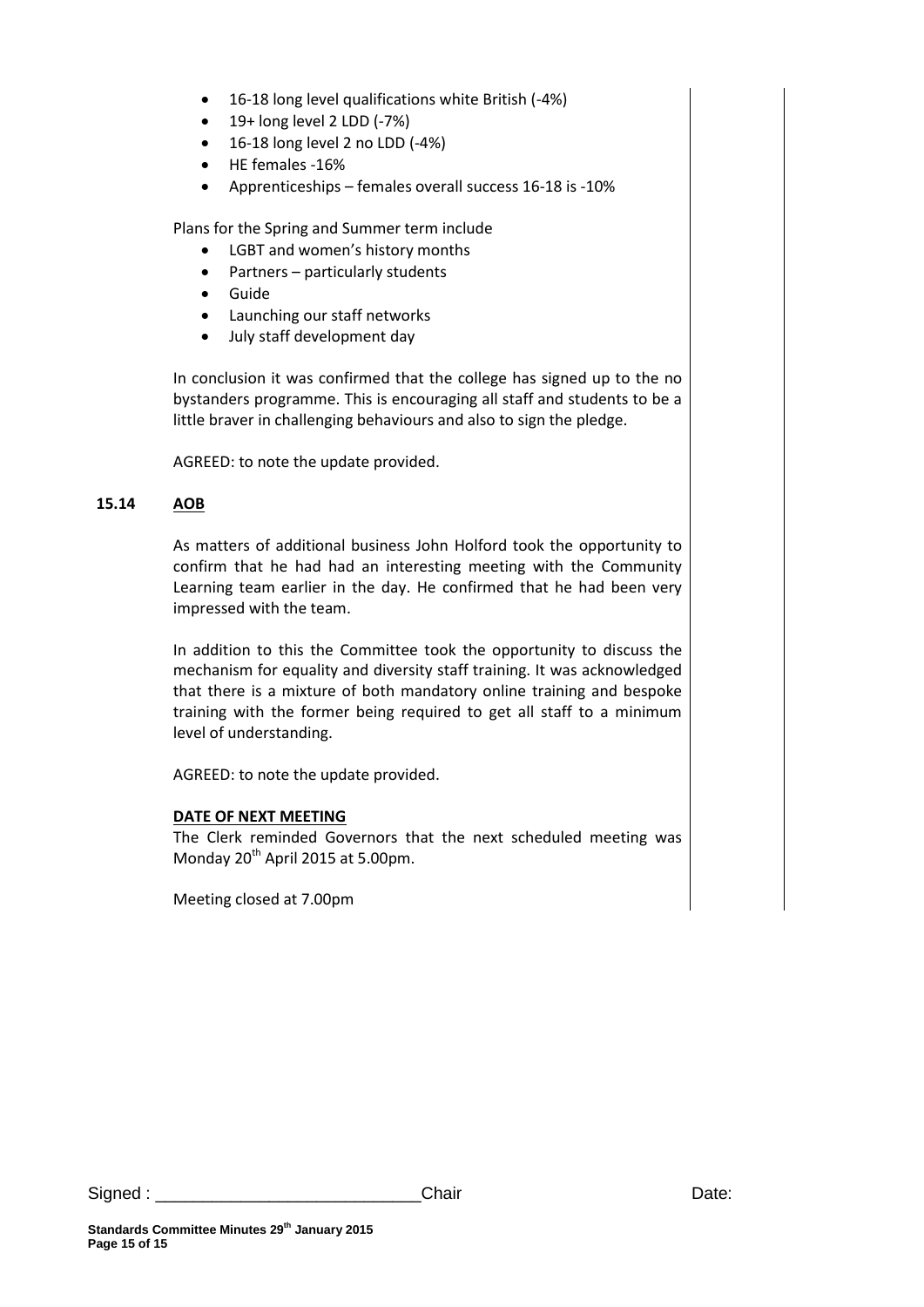- 16-18 long level qualifications white British (-4%)
- 19+ long level 2 LDD (-7%)
- 16-18 long level 2 no LDD (-4%)
- HE females -16%
- Apprenticeships – females overall success 16-18 is -10%

Plans for the Spring and Summer term include

- LGBT and women's history months
- Partners – particularly students
- Guide
- Launching our staff networks
- July staff development day

In conclusion it was confirmed that the college has signed up to the no bystanders programme. This is encouraging all staff and students to be a little braver in challenging behaviours and also to sign the pledge.

AGREED: to note the update provided.

**15.14 AOB**

As matters of additional business John Holford took the opportunity to confirm that he had had an interesting meeting with the Community Learning team earlier in the day. He confirmed that he had been very impressed with the team.

In addition to this the Committee took the opportunity to discuss the mechanism for equality and diversity staff training. It was acknowledged that there is a mixture of both mandatory online training and bespoke training with the former being required to get all staff to a minimum level of understanding.

AGREED: to note the update provided.

**DATE OF NEXT MEETING**

The Clerk reminded Governors that the next scheduled meeting was Monday 20th April 2015 at 5.00pm.

Meeting closed at 7.00pm

Signed : ___________________________Chair Date: